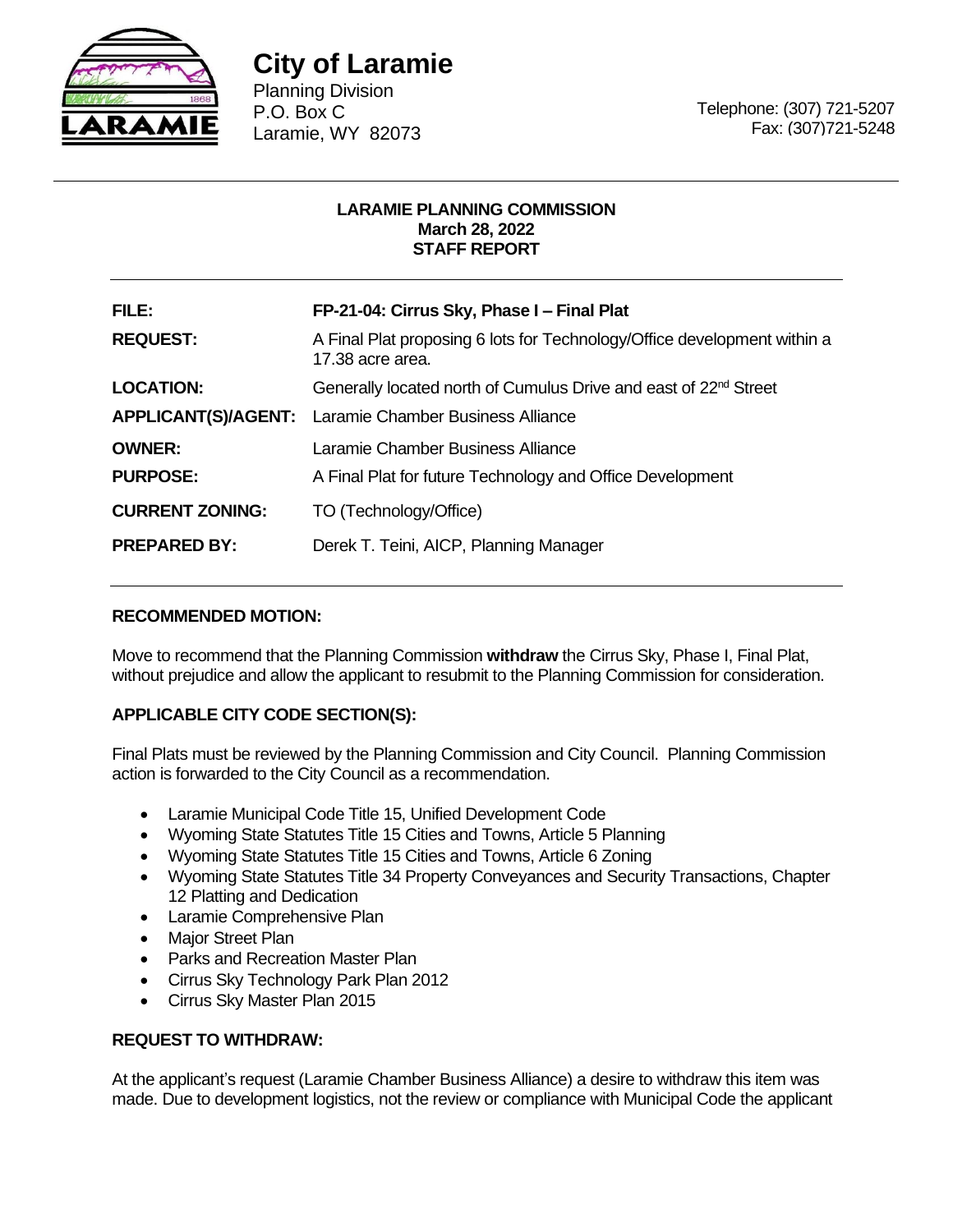# City of Laramie

Planning Division
P.O. Box C
Laramie, WY 82073

Telephone: (307) 721-5207
Fax: (307)721-5248

---

**LARAMIE PLANNING COMMISSION**
**March 28, 2022**
**STAFF REPORT**

---

| | |
|---|---|
| **FILE:** | **FP-21-04: Cirrus Sky, Phase I – Final Plat** |
| **REQUEST:** | A Final Plat proposing 6 lots for Technology/Office development within a 17.38 acre area. |
| **LOCATION:** | Generally located north of Cumulus Drive and east of 22nd Street |
| **APPLICANT(S)/AGENT:** | Laramie Chamber Business Alliance |
| **OWNER:** | Laramie Chamber Business Alliance |
| **PURPOSE:** | A Final Plat for future Technology and Office Development |
| **CURRENT ZONING:** | TO (Technology/Office) |
| **PREPARED BY:** | Derek T. Teini, AICP, Planning Manager |

---

**RECOMMENDED MOTION:**

Move to recommend that the Planning Commission **withdraw** the Cirrus Sky, Phase I, Final Plat, without prejudice and allow the applicant to resubmit to the Planning Commission for consideration.

**APPLICABLE CITY CODE SECTION(S):**

Final Plats must be reviewed by the Planning Commission and City Council. Planning Commission action is forwarded to the City Council as a recommendation.

- Laramie Municipal Code Title 15, Unified Development Code
- Wyoming State Statutes Title 15 Cities and Towns, Article 5 Planning
- Wyoming State Statutes Title 15 Cities and Towns, Article 6 Zoning
- Wyoming State Statutes Title 34 Property Conveyances and Security Transactions, Chapter 12 Platting and Dedication
- Laramie Comprehensive Plan
- Major Street Plan
- Parks and Recreation Master Plan
- Cirrus Sky Technology Park Plan 2012
- Cirrus Sky Master Plan 2015

**REQUEST TO WITHDRAW:**

At the applicant's request (Laramie Chamber Business Alliance) a desire to withdraw this item was made. Due to development logistics, not the review or compliance with Municipal Code the applicant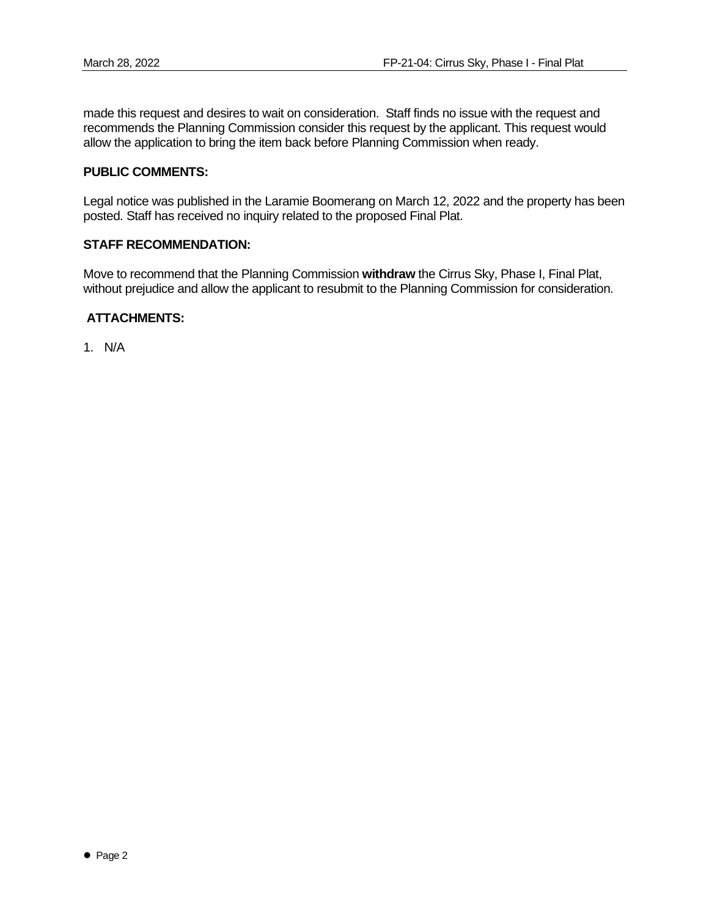made this request and desires to wait on consideration. Staff finds no issue with the request and recommends the Planning Commission consider this request by the applicant. This request would allow the application to bring the item back before Planning Commission when ready.

**PUBLIC COMMENTS:**

Legal notice was published in the Laramie Boomerang on March 12, 2022 and the property has been posted. Staff has received no inquiry related to the proposed Final Plat.

**STAFF RECOMMENDATION:**

Move to recommend that the Planning Commission **withdraw** the Cirrus Sky, Phase I, Final Plat, without prejudice and allow the applicant to resubmit to the Planning Commission for consideration.

**ATTACHMENTS:**

1. N/A